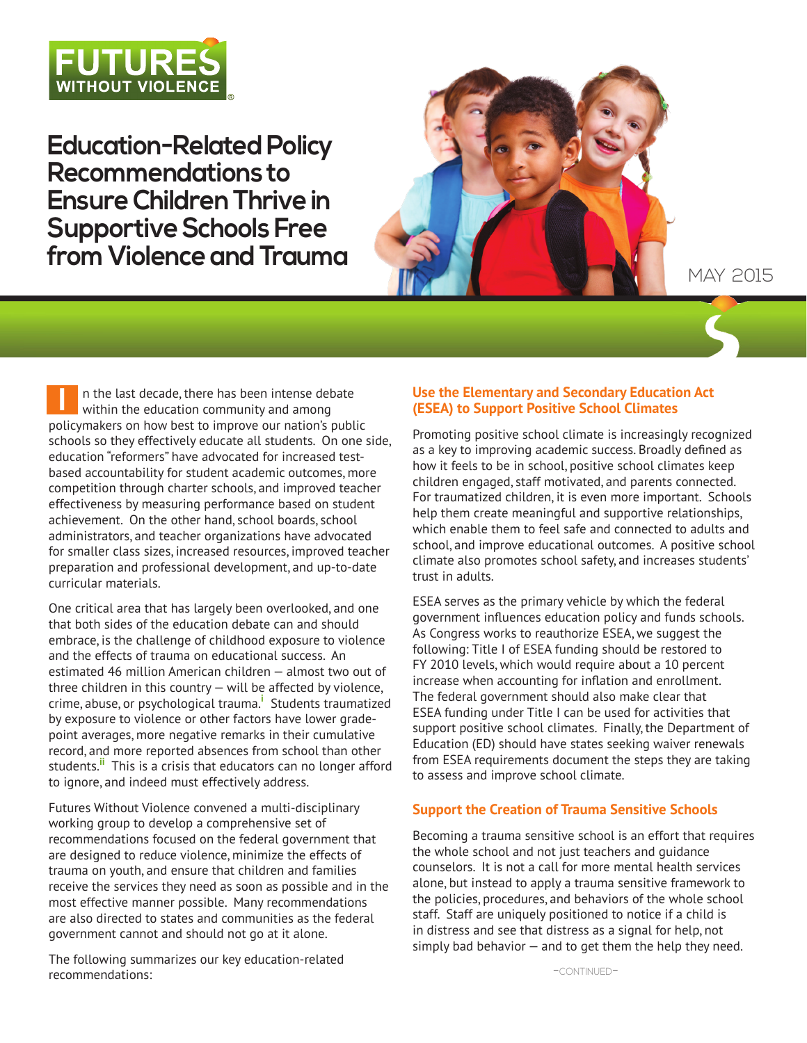FUTURES WITHOUT VIOLENCE

# Education-Related Policy Recommendations to Ensure Children Thrive in Supportive Schools Free from Violence and Trauma

MAY 2015

In the last decade, there has been intense debate within the education community and among policymakers on how best to improve our nation's public schools so they effectively educate all students. On one side, education "reformers" have advocated for increased test-based accountability for student academic outcomes, more competition through charter schools, and improved teacher effectiveness by measuring performance based on student achievement. On the other hand, school boards, school administrators, and teacher organizations have advocated for smaller class sizes, increased resources, improved teacher preparation and professional development, and up-to-date curricular materials.

One critical area that has largely been overlooked, and one that both sides of the education debate can and should embrace, is the challenge of childhood exposure to violence and the effects of trauma on educational success. An estimated 46 million American children – almost two out of three children in this country – will be affected by violence, crime, abuse, or psychological trauma.[i] Students traumatized by exposure to violence or other factors have lower grade-point averages, more negative remarks in their cumulative record, and more reported absences from school than other students.[ii] This is a crisis that educators can no longer afford to ignore, and indeed must effectively address.

Futures Without Violence convened a multi-disciplinary working group to develop a comprehensive set of recommendations focused on the federal government that are designed to reduce violence, minimize the effects of trauma on youth, and ensure that children and families receive the services they need as soon as possible and in the most effective manner possible. Many recommendations are also directed to states and communities as the federal government cannot and should not go at it alone.

The following summarizes our key education-related recommendations:

## Use the Elementary and Secondary Education Act (ESEA) to Support Positive School Climates

Promoting positive school climate is increasingly recognized as a key to improving academic success. Broadly defined as how it feels to be in school, positive school climates keep children engaged, staff motivated, and parents connected. For traumatized children, it is even more important. Schools help them create meaningful and supportive relationships, which enable them to feel safe and connected to adults and school, and improve educational outcomes. A positive school climate also promotes school safety, and increases students' trust in adults.

ESEA serves as the primary vehicle by which the federal government influences education policy and funds schools. As Congress works to reauthorize ESEA, we suggest the following: Title I of ESEA funding should be restored to FY 2010 levels, which would require about a 10 percent increase when accounting for inflation and enrollment. The federal government should also make clear that ESEA funding under Title I can be used for activities that support positive school climates. Finally, the Department of Education (ED) should have states seeking waiver renewals from ESEA requirements document the steps they are taking to assess and improve school climate.

## Support the Creation of Trauma Sensitive Schools

Becoming a trauma sensitive school is an effort that requires the whole school and not just teachers and guidance counselors. It is not a call for more mental health services alone, but instead to apply a trauma sensitive framework to the policies, procedures, and behaviors of the whole school staff. Staff are uniquely positioned to notice if a child is in distress and see that distress as a signal for help, not simply bad behavior – and to get them the help they need.

–CONTINUED–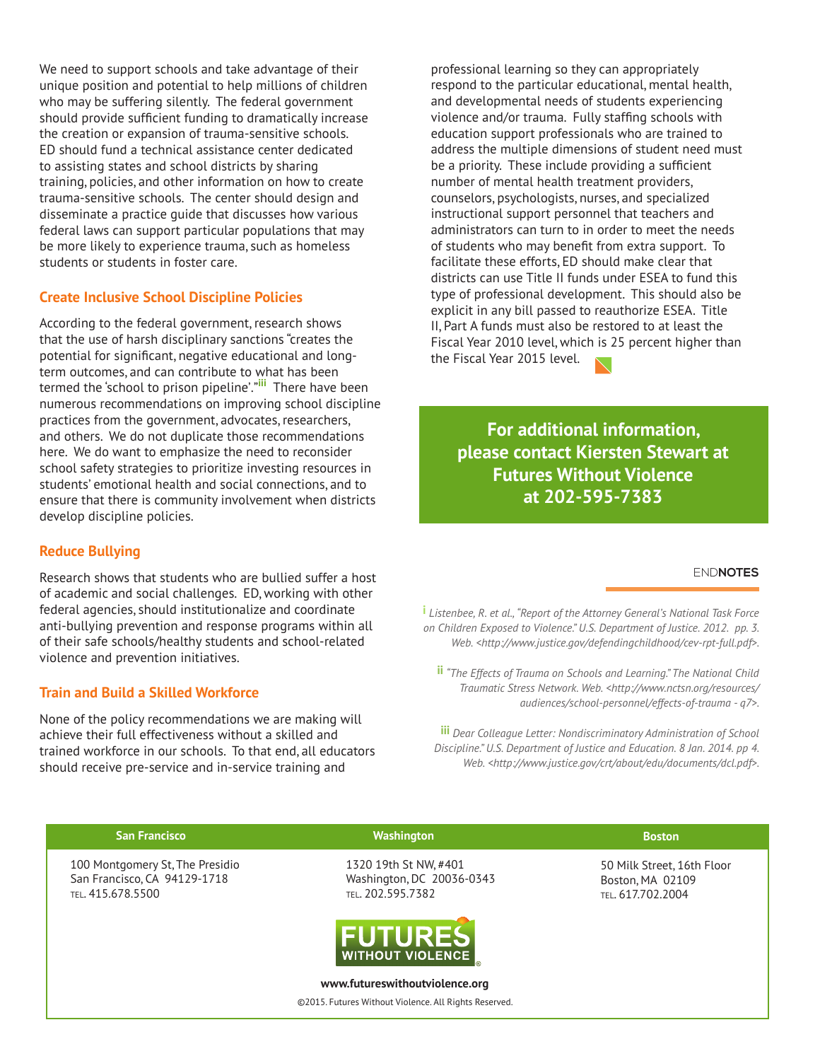We need to support schools and take advantage of their unique position and potential to help millions of children who may be suffering silently. The federal government should provide sufficient funding to dramatically increase the creation or expansion of trauma-sensitive schools. ED should fund a technical assistance center dedicated to assisting states and school districts by sharing training, policies, and other information on how to create trauma-sensitive schools. The center should design and disseminate a practice guide that discusses how various federal laws can support particular populations that may be more likely to experience trauma, such as homeless students or students in foster care.

## Create Inclusive School Discipline Policies

According to the federal government, research shows that the use of harsh disciplinary sanctions "creates the potential for significant, negative educational and long-term outcomes, and can contribute to what has been termed the 'school to prison pipeline'."[iii] There have been numerous recommendations on improving school discipline practices from the government, advocates, researchers, and others. We do not duplicate those recommendations here. We do want to emphasize the need to reconsider school safety strategies to prioritize investing resources in students' emotional health and social connections, and to ensure that there is community involvement when districts develop discipline policies.

## Reduce Bullying

Research shows that students who are bullied suffer a host of academic and social challenges. ED, working with other federal agencies, should institutionalize and coordinate anti-bullying prevention and response programs within all of their safe schools/healthy students and school-related violence and prevention initiatives.

## Train and Build a Skilled Workforce

None of the policy recommendations we are making will achieve their full effectiveness without a skilled and trained workforce in our schools. To that end, all educators should receive pre-service and in-service training and professional learning so they can appropriately respond to the particular educational, mental health, and developmental needs of students experiencing violence and/or trauma. Fully staffing schools with education support professionals who are trained to address the multiple dimensions of student need must be a priority. These include providing a sufficient number of mental health treatment providers, counselors, psychologists, nurses, and specialized instructional support personnel that teachers and administrators can turn to in order to meet the needs of students who may benefit from extra support. To facilitate these efforts, ED should make clear that districts can use Title II funds under ESEA to fund this type of professional development. This should also be explicit in any bill passed to reauthorize ESEA. Title II, Part A funds must also be restored to at least the Fiscal Year 2010 level, which is 25 percent higher than the Fiscal Year 2015 level.

**For additional information, please contact Kiersten Stewart at Futures Without Violence at 202-595-7383**

## ENDNOTES

[i] *Listenbee, R. et al., "Report of the Attorney General's National Task Force on Children Exposed to Violence." U.S. Department of Justice. 2012. pp. 3. Web. <http://www.justice.gov/defendingchildhood/cev-rpt-full.pdf>.*

[ii] *"The Effects of Trauma on Schools and Learning." The National Child Traumatic Stress Network. Web. <http://www.nctsn.org/resources/audiences/school-personnel/effects-of-trauma - q7>.*

[iii] *Dear Colleague Letter: Nondiscriminatory Administration of School Discipline." U.S. Department of Justice and Education. 8 Jan. 2014. pp 4. Web. <http://www.justice.gov/crt/about/edu/documents/dcl.pdf>.*

| San Francisco | Washington | Boston |
|---|---|---|
| 100 Montgomery St, The Presidio<br>San Francisco, CA 94129-1718<br>TEL. 415.678.5500 | 1320 19th St NW, #401<br>Washington, DC 20036-0343<br>TEL. 202.595.7382 | 50 Milk Street, 16th Floor<br>Boston, MA 02109<br>TEL. 617.702.2004 |

FUTURES WITHOUT VIOLENCE

www.futureswithoutviolence.org

©2015. Futures Without Violence. All Rights Reserved.